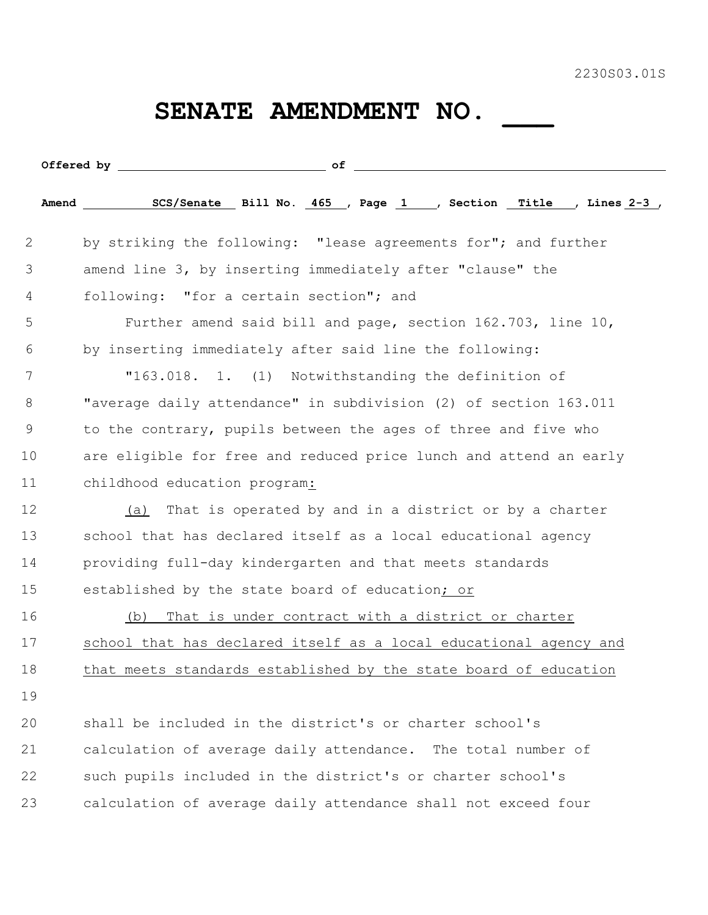2230S03.01S

# SENATE AMENDMENT NO. ___

**Offered by** ______________________________ **of** ______________________________________________

**Amend** SCS/Senate **Bill No.** 465 , **Page** 1 , **Section** Title , **Lines** 2-3 ,

by striking the following: "lease agreements for"; and further amend line 3, by inserting immediately after "clause" the following: "for a certain section"; and

Further amend said bill and page, section 162.703, line 10, by inserting immediately after said line the following:

"163.018. 1. (1) Notwithstanding the definition of "average daily attendance" in subdivision (2) of section 163.011 to the contrary, pupils between the ages of three and five who are eligible for free and reduced price lunch and attend an early childhood education program<u>:</u>

<u>(a)</u> That is operated by and in a district or by a charter school that has declared itself as a local educational agency providing full-day kindergarten and that meets standards established by the state board of education<u>; or</u>

<u>(b) That is under contract with a district or charter school that has declared itself as a local educational agency and that meets standards established by the state board of education</u>

shall be included in the district's or charter school's calculation of average daily attendance. The total number of such pupils included in the district's or charter school's calculation of average daily attendance shall not exceed four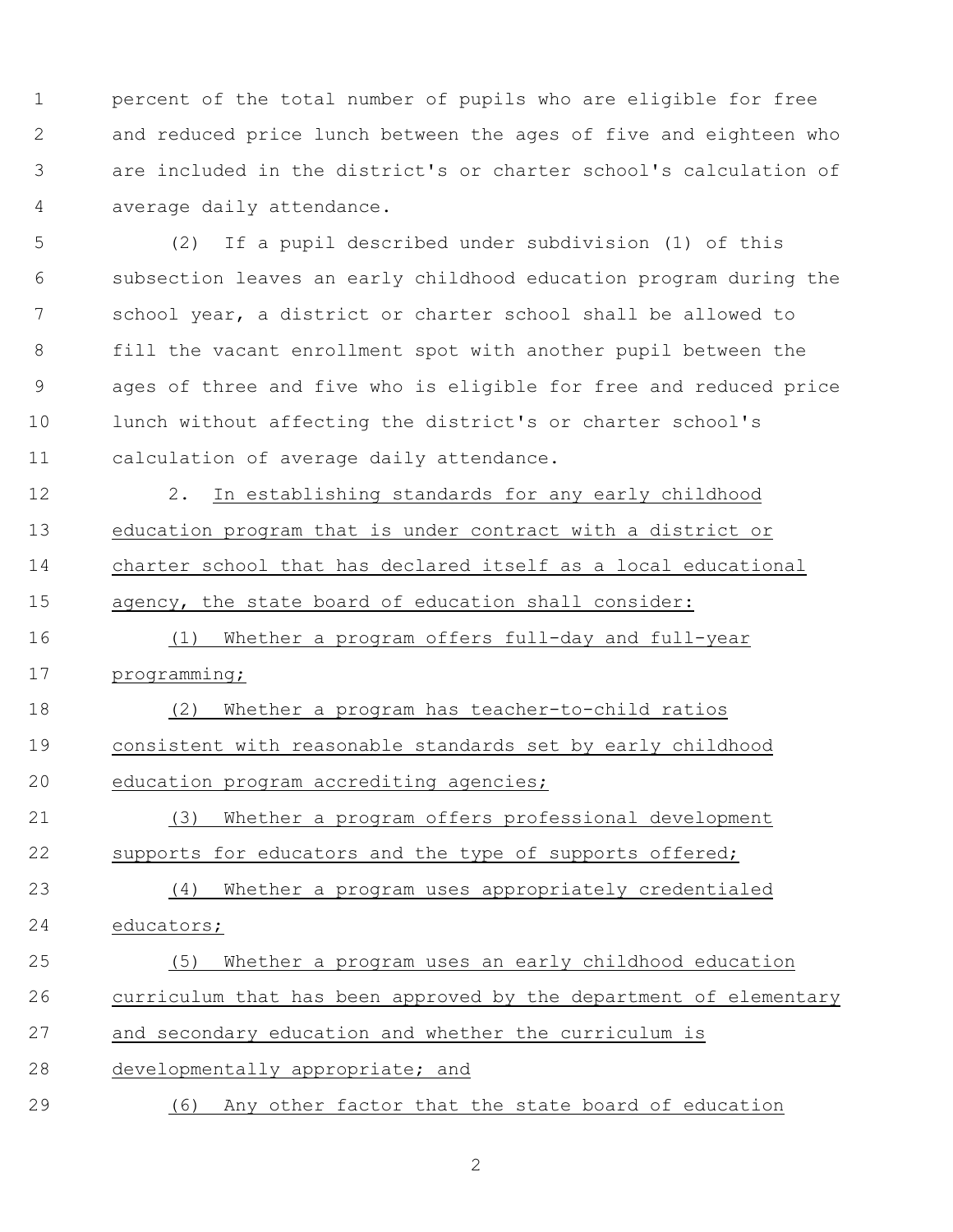percent of the total number of pupils who are eligible for free and reduced price lunch between the ages of five and eighteen who are included in the district's or charter school's calculation of average daily attendance.

(2) If a pupil described under subdivision (1) of this subsection leaves an early childhood education program during the school year, a district or charter school shall be allowed to fill the vacant enrollment spot with another pupil between the ages of three and five who is eligible for free and reduced price lunch without affecting the district's or charter school's calculation of average daily attendance.

2. In establishing standards for any early childhood education program that is under contract with a district or charter school that has declared itself as a local educational agency, the state board of education shall consider:

(1) Whether a program offers full-day and full-year programming;

(2) Whether a program has teacher-to-child ratios consistent with reasonable standards set by early childhood education program accrediting agencies;

(3) Whether a program offers professional development supports for educators and the type of supports offered;

(4) Whether a program uses appropriately credentialed educators;

(5) Whether a program uses an early childhood education curriculum that has been approved by the department of elementary and secondary education and whether the curriculum is developmentally appropriate; and

(6) Any other factor that the state board of education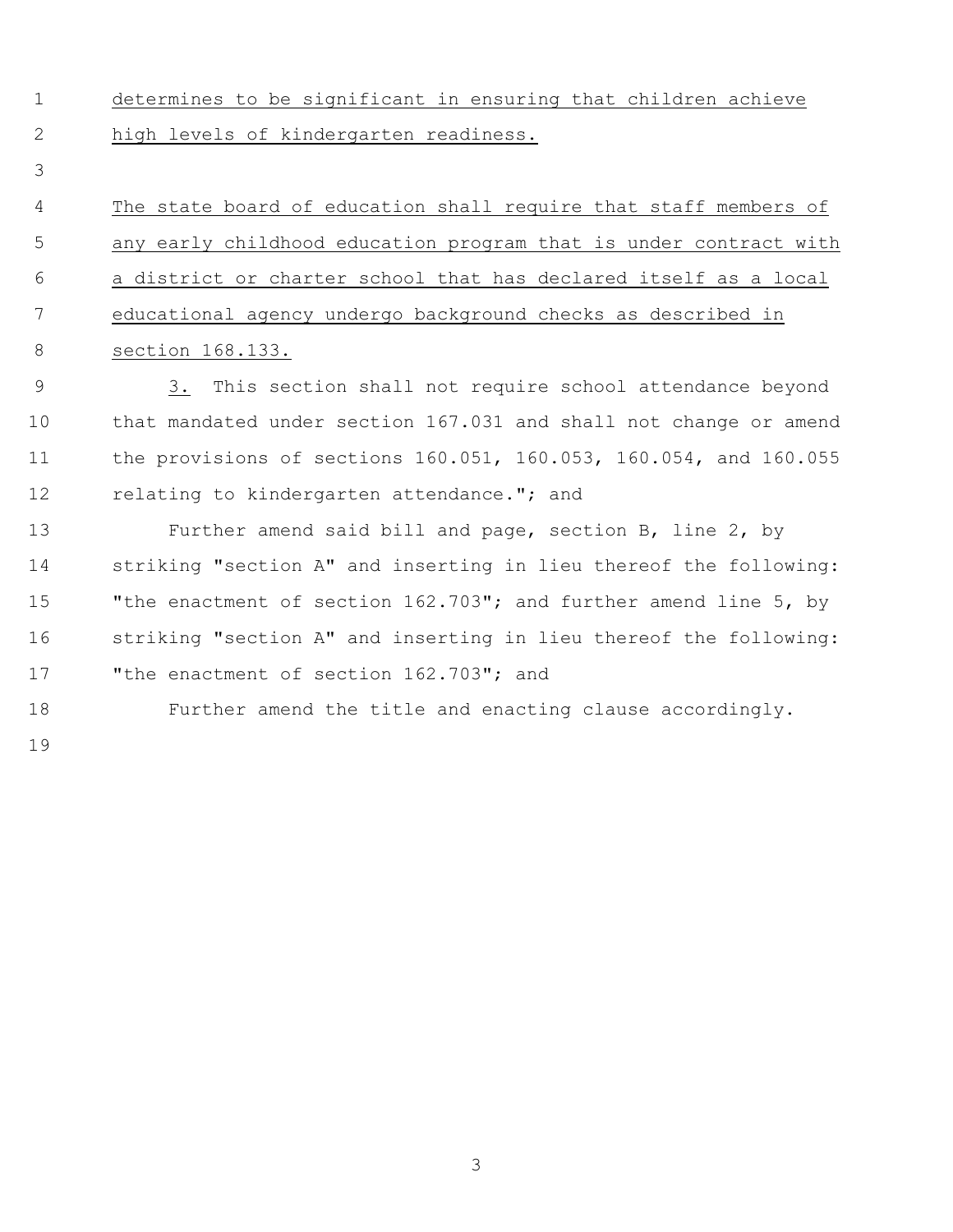determines to be significant in ensuring that children achieve high levels of kindergarten readiness.

The state board of education shall require that staff members of any early childhood education program that is under contract with a district or charter school that has declared itself as a local educational agency undergo background checks as described in section 168.133.

3. This section shall not require school attendance beyond that mandated under section 167.031 and shall not change or amend the provisions of sections 160.051, 160.053, 160.054, and 160.055 relating to kindergarten attendance."; and

Further amend said bill and page, section B, line 2, by striking "section A" and inserting in lieu thereof the following: "the enactment of section 162.703"; and further amend line 5, by striking "section A" and inserting in lieu thereof the following: "the enactment of section 162.703"; and

Further amend the title and enacting clause accordingly.